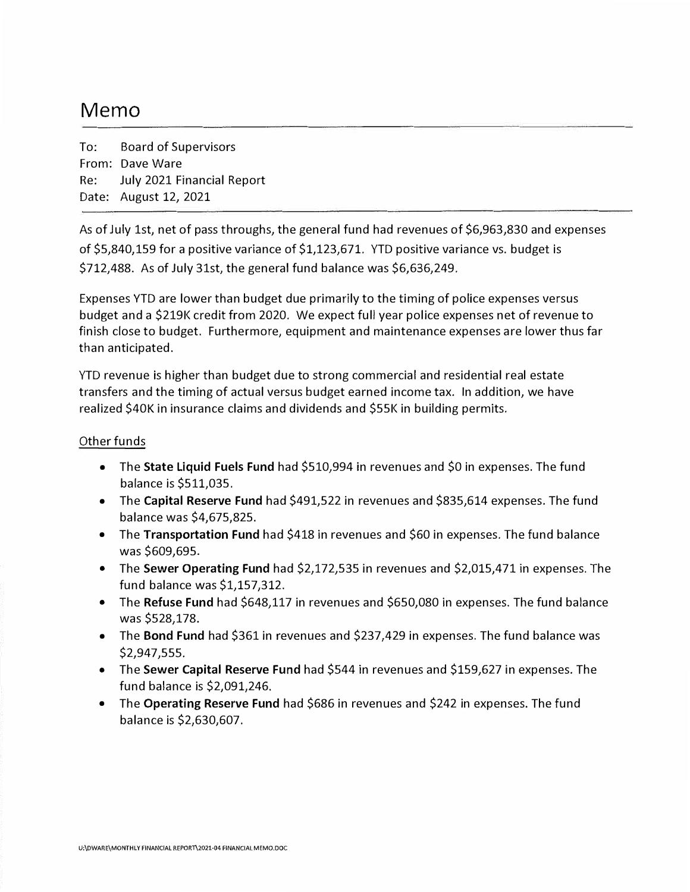# Memo

To: Board of Supervisors
From: Dave Ware
Re: July 2021 Financial Report
Date: August 12, 2021

As of July 1st, net of pass throughs, the general fund had revenues of $6,963,830 and expenses of $5,840,159 for a positive variance of $1,123,671. YTD positive variance vs. budget is $712,488. As of July 31st, the general fund balance was $6,636,249.

Expenses YTD are lower than budget due primarily to the timing of police expenses versus budget and a $219K credit from 2020. We expect full year police expenses net of revenue to finish close to budget. Furthermore, equipment and maintenance expenses are lower thus far than anticipated.

YTD revenue is higher than budget due to strong commercial and residential real estate transfers and the timing of actual versus budget earned income tax. In addition, we have realized $40K in insurance claims and dividends and $55K in building permits.

## Other funds

- The **State Liquid Fuels Fund** had $510,994 in revenues and $0 in expenses. The fund balance is $511,035.
- The **Capital Reserve Fund** had $491,522 in revenues and $835,614 expenses. The fund balance was $4,675,825.
- The **Transportation Fund** had $418 in revenues and $60 in expenses. The fund balance was $609,695.
- The **Sewer Operating Fund** had $2,172,535 in revenues and $2,015,471 in expenses. The fund balance was $1,157,312.
- The **Refuse Fund** had $648,117 in revenues and $650,080 in expenses. The fund balance was $528,178.
- The **Bond Fund** had $361 in revenues and $237,429 in expenses. The fund balance was $2,947,555.
- The **Sewer Capital Reserve Fund** had $544 in revenues and $159,627 in expenses. The fund balance is $2,091,246.
- The **Operating Reserve Fund** had $686 in revenues and $242 in expenses. The fund balance is $2,630,607.

U:\DWARE\MONTHLY FINANCIAL REPORT\2021-04 FINANCIAL MEMO.DOC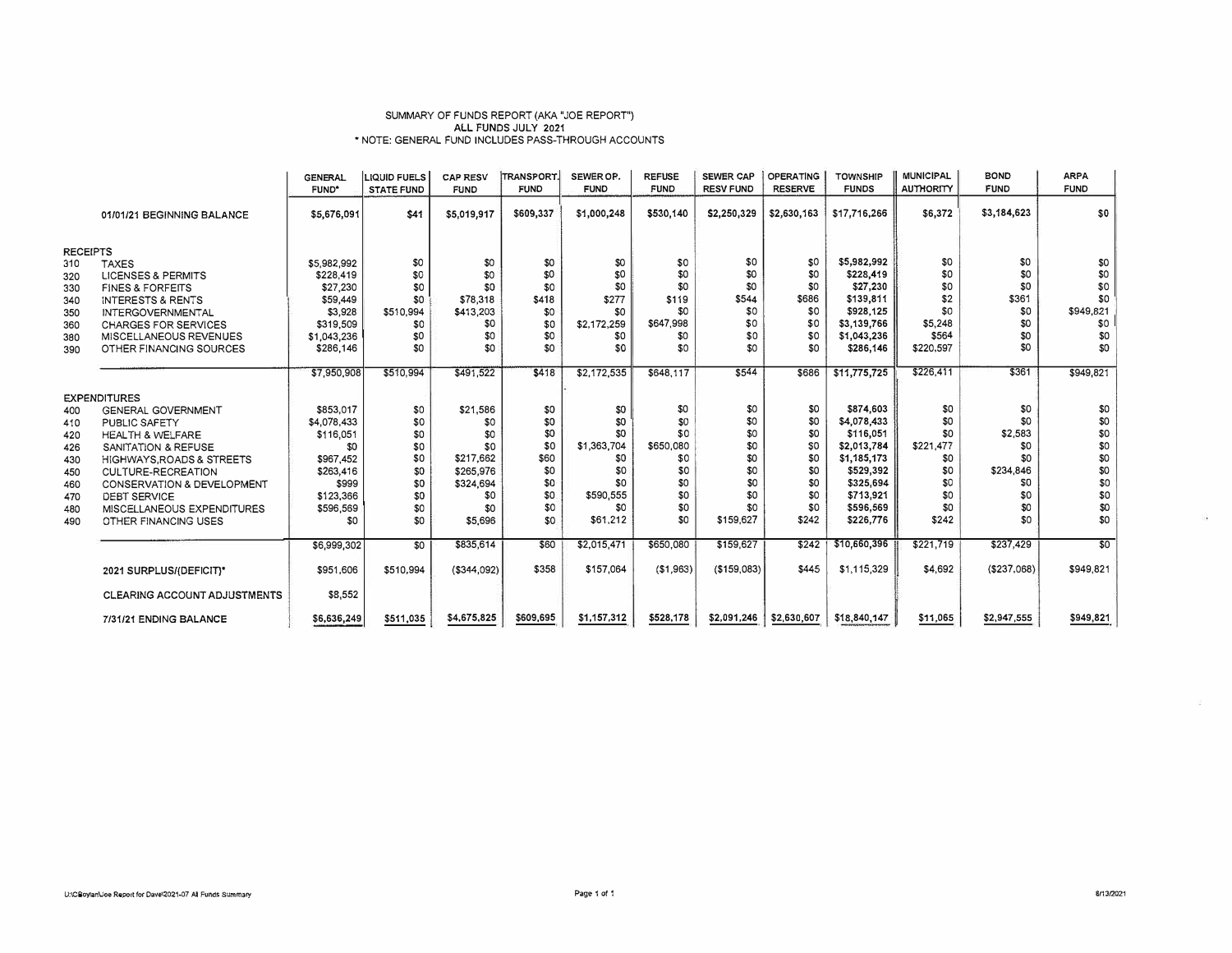SUMMARY OF FUNDS REPORT (AKA "JOE REPORT")
ALL FUNDS JULY 2021
* NOTE: GENERAL FUND INCLUDES PASS-THROUGH ACCOUNTS

| | | GENERAL FUND* | LIQUID FUELS STATE FUND | CAP RESV FUND | TRANSPORT. FUND | SEWER OP. FUND | REFUSE FUND | SEWER CAP RESV FUND | OPERATING RESERVE | TOWNSHIP FUNDS | MUNICIPAL AUTHORITY | BOND FUND | ARPA FUND |
|---|---|---|---|---|---|---|---|---|---|---|---|---|---|
| | 01/01/21 BEGINNING BALANCE | $5,676,091 | $41 | $5,019,917 | $609,337 | $1,000,248 | $530,140 | $2,250,329 | $2,630,163 | $17,716,266 | $6,372 | $3,184,623 | $0 |
| RECEIPTS | | | | | | | | | | | | | |
| 310 | TAXES | $5,982,992 | $0 | $0 | $0 | $0 | $0 | $0 | $0 | $5,982,992 | $0 | $0 | $0 |
| 320 | LICENSES & PERMITS | $228,419 | $0 | $0 | $0 | $0 | $0 | $0 | $0 | $228,419 | $0 | $0 | $0 |
| 330 | FINES & FORFEITS | $27,230 | $0 | $0 | $0 | $0 | $0 | $0 | $0 | $27,230 | $0 | $0 | $0 |
| 340 | INTERESTS & RENTS | $59,449 | $0 | $78,318 | $418 | $277 | $119 | $544 | $686 | $139,811 | $2 | $361 | $0 |
| 350 | INTERGOVERNMENTAL | $3,928 | $510,994 | $413,203 | $0 | $0 | $0 | $0 | $0 | $928,125 | $0 | $0 | $949,821 |
| 360 | CHARGES FOR SERVICES | $319,509 | $0 | $0 | $0 | $2,172,259 | $647,998 | $0 | $0 | $3,139,766 | $5,248 | $0 | $0 |
| 380 | MISCELLANEOUS REVENUES | $1,043,236 | $0 | $0 | $0 | $0 | $0 | $0 | $0 | $1,043,236 | $564 | $0 | $0 |
| 390 | OTHER FINANCING SOURCES | $286,146 | $0 | $0 | $0 | $0 | $0 | $0 | $0 | $286,146 | $220,597 | $0 | $0 |
| | | $7,950,908 | $510,994 | $491,522 | $418 | $2,172,535 | $648,117 | $544 | $686 | $11,775,725 | $226,411 | $361 | $949,821 |
| EXPENDITURES | | | | | | | | | | | | | |
| 400 | GENERAL GOVERNMENT | $853,017 | $0 | $21,586 | $0 | $0 | $0 | $0 | $0 | $874,603 | $0 | $0 | $0 |
| 410 | PUBLIC SAFETY | $4,078,433 | $0 | $0 | $0 | $0 | $0 | $0 | $0 | $4,078,433 | $0 | $0 | $0 |
| 420 | HEALTH & WELFARE | $116,051 | $0 | $0 | $0 | $0 | $0 | $0 | $0 | $116,051 | $0 | $2,583 | $0 |
| 426 | SANITATION & REFUSE | $0 | $0 | $0 | $0 | $1,363,704 | $650,080 | $0 | $0 | $2,013,784 | $221,477 | $0 | $0 |
| 430 | HIGHWAYS,ROADS & STREETS | $967,452 | $0 | $217,662 | $60 | $0 | $0 | $0 | $0 | $1,185,173 | $0 | $0 | $0 |
| 450 | CULTURE-RECREATION | $263,416 | $0 | $265,976 | $0 | $0 | $0 | $0 | $0 | $529,392 | $0 | $234,846 | $0 |
| 460 | CONSERVATION & DEVELOPMENT | $999 | $0 | $324,694 | $0 | $0 | $0 | $0 | $0 | $325,694 | $0 | $0 | $0 |
| 470 | DEBT SERVICE | $123,366 | $0 | $0 | $0 | $590,555 | $0 | $0 | $0 | $713,921 | $0 | $0 | $0 |
| 480 | MISCELLANEOUS EXPENDITURES | $596,569 | $0 | $0 | $0 | $0 | $0 | $0 | $0 | $596,569 | $0 | $0 | $0 |
| 490 | OTHER FINANCING USES | $0 | $0 | $5,696 | $0 | $61,212 | $0 | $159,627 | $242 | $226,776 | $242 | $0 | $0 |
| | | $6,999,302 | $0 | $835,614 | $60 | $2,015,471 | $650,080 | $159,627 | $242 | $10,660,396 | $221,719 | $237,429 | $0 |
| | 2021 SURPLUS/(DEFICIT)* | $951,606 | $510,994 | ($344,092) | $358 | $157,064 | ($1,963) | ($159,083) | $445 | $1,115,329 | $4,692 | ($237,068) | $949,821 |
| | CLEARING ACCOUNT ADJUSTMENTS | $8,552 | | | | | | | | | | | |
| | 7/31/21 ENDING BALANCE | $6,636,249 | $511,035 | $4,675,825 | $609,695 | $1,157,312 | $528,178 | $2,091,246 | $2,630,607 | $18,840,147 | $11,065 | $2,947,555 | $949,821 |

U:\CBoylan\Joe Report for Dave\2021-07 All Funds Summary

8/13/2021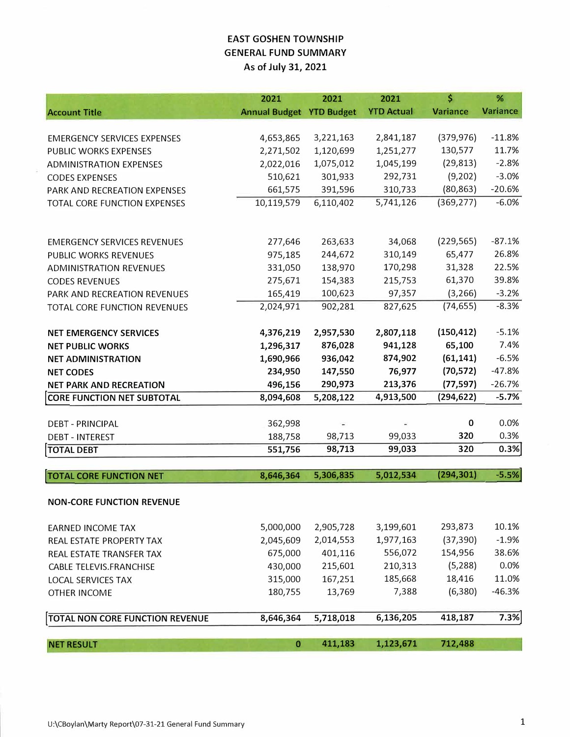# EAST GOSHEN TOWNSHIP
## GENERAL FUND SUMMARY
### As of July 31, 2021

| Account Title | 2021 Annual Budget | 2021 YTD Budget | 2021 YTD Actual | $ Variance | % Variance |
|---|---|---|---|---|---|
| EMERGENCY SERVICES EXPENSES | 4,653,865 | 3,221,163 | 2,841,187 | (379,976) | -11.8% |
| PUBLIC WORKS EXPENSES | 2,271,502 | 1,120,699 | 1,251,277 | 130,577 | 11.7% |
| ADMINISTRATION EXPENSES | 2,022,016 | 1,075,012 | 1,045,199 | (29,813) | -2.8% |
| CODES EXPENSES | 510,621 | 301,933 | 292,731 | (9,202) | -3.0% |
| PARK AND RECREATION EXPENSES | 661,575 | 391,596 | 310,733 | (80,863) | -20.6% |
| TOTAL CORE FUNCTION EXPENSES | 10,119,579 | 6,110,402 | 5,741,126 | (369,277) | -6.0% |
| | | | | | |
| EMERGENCY SERVICES REVENUES | 277,646 | 263,633 | 34,068 | (229,565) | -87.1% |
| PUBLIC WORKS REVENUES | 975,185 | 244,672 | 310,149 | 65,477 | 26.8% |
| ADMINISTRATION REVENUES | 331,050 | 138,970 | 170,298 | 31,328 | 22.5% |
| CODES REVENUES | 275,671 | 154,383 | 215,753 | 61,370 | 39.8% |
| PARK AND RECREATION REVENUES | 165,419 | 100,623 | 97,357 | (3,266) | -3.2% |
| TOTAL CORE FUNCTION REVENUES | 2,024,971 | 902,281 | 827,625 | (74,655) | -8.3% |
| | | | | | |
| **NET EMERGENCY SERVICES** | **4,376,219** | **2,957,530** | **2,807,118** | **(150,412)** | -5.1% |
| **NET PUBLIC WORKS** | **1,296,317** | **876,028** | **941,128** | **65,100** | 7.4% |
| **NET ADMINISTRATION** | **1,690,966** | **936,042** | **874,902** | **(61,141)** | -6.5% |
| **NET CODES** | **234,950** | **147,550** | **76,977** | **(70,572)** | -47.8% |
| **NET PARK AND RECREATION** | **496,156** | **290,973** | **213,376** | **(77,597)** | -26.7% |
| **CORE FUNCTION NET SUBTOTAL** | **8,094,608** | **5,208,122** | **4,913,500** | **(294,622)** | **-5.7%** |
| | | | | | |
| DEBT - PRINCIPAL | 362,998 | - | - | **0** | 0.0% |
| DEBT - INTEREST | 188,758 | 98,713 | 99,033 | **320** | 0.3% |
| **TOTAL DEBT** | **551,756** | **98,713** | **99,033** | **320** | **0.3%** |
| | | | | | |
| **TOTAL CORE FUNCTION NET** | **8,646,364** | **5,306,835** | **5,012,534** | **(294,301)** | **-5.5%** |
| | | | | | |
| **NON-CORE FUNCTION REVENUE** | | | | | |
| | | | | | |
| EARNED INCOME TAX | 5,000,000 | 2,905,728 | 3,199,601 | 293,873 | 10.1% |
| REAL ESTATE PROPERTY TAX | 2,045,609 | 2,014,553 | 1,977,163 | (37,390) | -1.9% |
| REAL ESTATE TRANSFER TAX | 675,000 | 401,116 | 556,072 | 154,956 | 38.6% |
| CABLE TELEVIS.FRANCHISE | 430,000 | 215,601 | 210,313 | (5,288) | 0.0% |
| LOCAL SERVICES TAX | 315,000 | 167,251 | 185,668 | 18,416 | 11.0% |
| OTHER INCOME | 180,755 | 13,769 | 7,388 | (6,380) | -46.3% |
| | | | | | |
| **TOTAL NON CORE FUNCTION REVENUE** | **8,646,364** | **5,718,018** | **6,136,205** | **418,187** | **7.3%** |
| | | | | | |
| **NET RESULT** | **0** | **411,183** | **1,123,671** | **712,488** | |

U:\CBoylan\Marty Report\07-31-21 General Fund Summary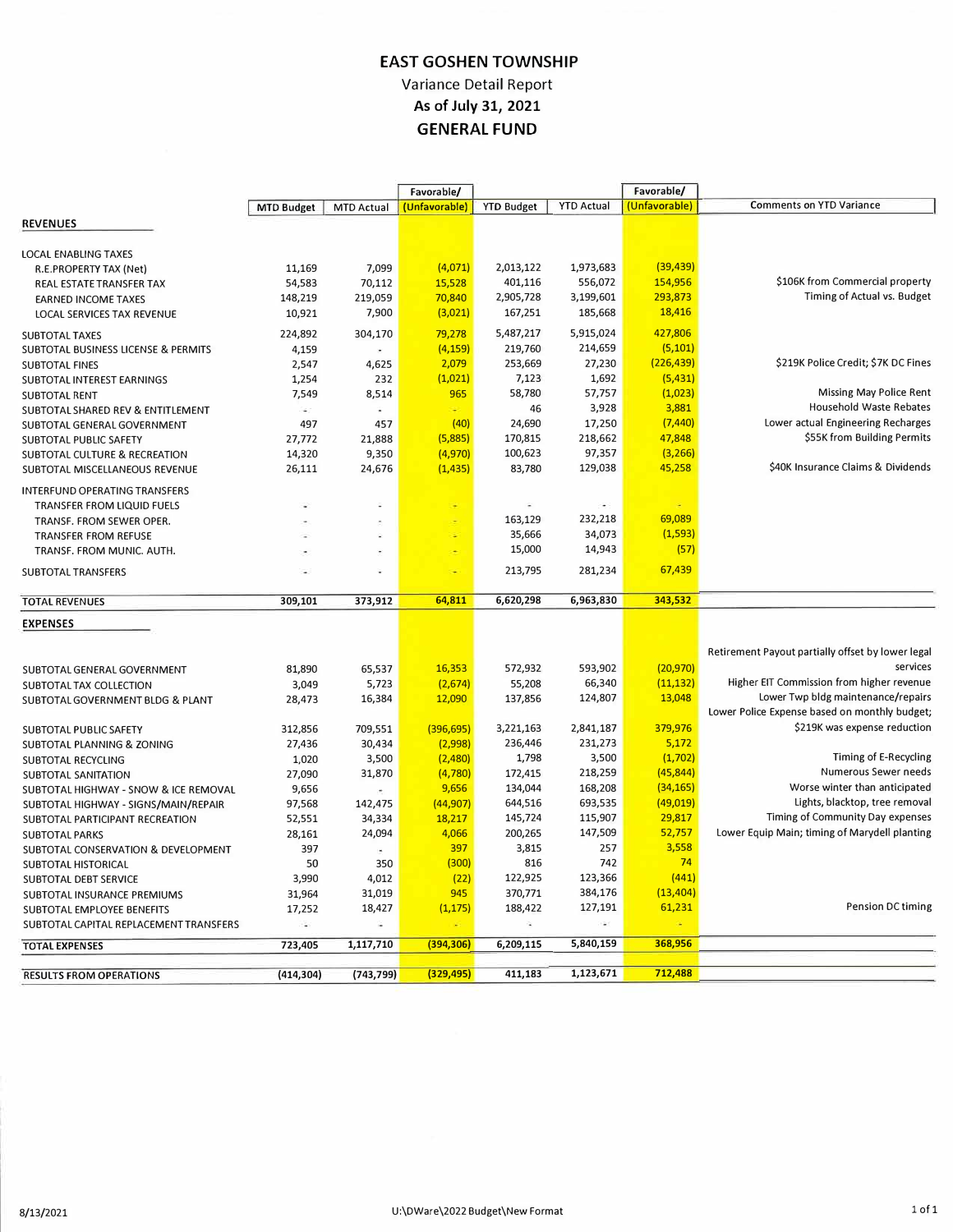# EAST GOSHEN TOWNSHIP

Variance Detail Report

**As of July 31, 2021**

**GENERAL FUND**

| | MTD Budget | MTD Actual | Favorable/ (Unfavorable) | YTD Budget | YTD Actual | Favorable/ (Unfavorable) | Comments on YTD Variance |
|---|---|---|---|---|---|---|---|
| **REVENUES** | | | | | | | |
| LOCAL ENABLING TAXES | | | | | | | |
| R.E.PROPERTY TAX (Net) | 11,169 | 7,099 | (4,071) | 2,013,122 | 1,973,683 | (39,439) | |
| REAL ESTATE TRANSFER TAX | 54,583 | 70,112 | 15,528 | 401,116 | 556,072 | 154,956 | $106K from Commercial property |
| EARNED INCOME TAXES | 148,219 | 219,059 | 70,840 | 2,905,728 | 3,199,601 | 293,873 | Timing of Actual vs. Budget |
| LOCAL SERVICES TAX REVENUE | 10,921 | 7,900 | (3,021) | 167,251 | 185,668 | 18,416 | |
| SUBTOTAL TAXES | 224,892 | 304,170 | 79,278 | 5,487,217 | 5,915,024 | 427,806 | |
| SUBTOTAL BUSINESS LICENSE & PERMITS | 4,159 | - | (4,159) | 219,760 | 214,659 | (5,101) | |
| SUBTOTAL FINES | 2,547 | 4,625 | 2,079 | 253,669 | 27,230 | (226,439) | $219K Police Credit; $7K DC Fines |
| SUBTOTAL INTEREST EARNINGS | 1,254 | 232 | (1,021) | 7,123 | 1,692 | (5,431) | |
| SUBTOTAL RENT | 7,549 | 8,514 | 965 | 58,780 | 57,757 | (1,023) | Missing May Police Rent |
| SUBTOTAL SHARED REV & ENTITLEMENT | - | - | - | 46 | 3,928 | 3,881 | Household Waste Rebates |
| SUBTOTAL GENERAL GOVERNMENT | 497 | 457 | (40) | 24,690 | 17,250 | (7,440) | Lower actual Engineering Recharges |
| SUBTOTAL PUBLIC SAFETY | 27,772 | 21,888 | (5,885) | 170,815 | 218,662 | 47,848 | $55K from Building Permits |
| SUBTOTAL CULTURE & RECREATION | 14,320 | 9,350 | (4,970) | 100,623 | 97,357 | (3,266) | |
| SUBTOTAL MISCELLANEOUS REVENUE | 26,111 | 24,676 | (1,435) | 83,780 | 129,038 | 45,258 | $40K Insurance Claims & Dividends |
| INTERFUND OPERATING TRANSFERS | | | | | | | |
| TRANSFER FROM LIQUID FUELS | - | - | - | - | - | - | |
| TRANSF. FROM SEWER OPER. | - | - | - | 163,129 | 232,218 | 69,089 | |
| TRANSFER FROM REFUSE | - | - | - | 35,666 | 34,073 | (1,593) | |
| TRANSF. FROM MUNIC. AUTH. | - | - | - | 15,000 | 14,943 | (57) | |
| SUBTOTAL TRANSFERS | - | - | - | 213,795 | 281,234 | 67,439 | |
| **TOTAL REVENUES** | **309,101** | **373,912** | **64,811** | **6,620,298** | **6,963,830** | **343,532** | |
| **EXPENSES** | | | | | | | |
| SUBTOTAL GENERAL GOVERNMENT | 81,890 | 65,537 | 16,353 | 572,932 | 593,902 | (20,970) | Retirement Payout partially offset by lower legal services |
| SUBTOTAL TAX COLLECTION | 3,049 | 5,723 | (2,674) | 55,208 | 66,340 | (11,132) | Higher EIT Commission from higher revenue |
| SUBTOTAL GOVERNMENT BLDG & PLANT | 28,473 | 16,384 | 12,090 | 137,856 | 124,807 | 13,048 | Lower Twp bldg maintenance/repairs |
| SUBTOTAL PUBLIC SAFETY | 312,856 | 709,551 | (396,695) | 3,221,163 | 2,841,187 | 379,976 | Lower Police Expense based on monthly budget; $219K was expense reduction |
| SUBTOTAL PLANNING & ZONING | 27,436 | 30,434 | (2,998) | 236,446 | 231,273 | 5,172 | |
| SUBTOTAL RECYCLING | 1,020 | 3,500 | (2,480) | 1,798 | 3,500 | (1,702) | Timing of E-Recycling |
| SUBTOTAL SANITATION | 27,090 | 31,870 | (4,780) | 172,415 | 218,259 | (45,844) | Numerous Sewer needs |
| SUBTOTAL HIGHWAY - SNOW & ICE REMOVAL | 9,656 | - | 9,656 | 134,044 | 168,208 | (34,165) | Worse winter than anticipated |
| SUBTOTAL HIGHWAY - SIGNS/MAIN/REPAIR | 97,568 | 142,475 | (44,907) | 644,516 | 693,535 | (49,019) | Lights, blacktop, tree removal |
| SUBTOTAL PARTICIPANT RECREATION | 52,551 | 34,334 | 18,217 | 145,724 | 115,907 | 29,817 | Timing of Community Day expenses |
| SUBTOTAL PARKS | 28,161 | 24,094 | 4,066 | 200,265 | 147,509 | 52,757 | Lower Equip Main; timing of Marydell planting |
| SUBTOTAL CONSERVATION & DEVELOPMENT | 397 | - | 397 | 3,815 | 257 | 3,558 | |
| SUBTOTAL HISTORICAL | 50 | 350 | (300) | 816 | 742 | 74 | |
| SUBTOTAL DEBT SERVICE | 3,990 | 4,012 | (22) | 122,925 | 123,366 | (441) | |
| SUBTOTAL INSURANCE PREMIUMS | 31,964 | 31,019 | 945 | 370,771 | 384,176 | (13,404) | |
| SUBTOTAL EMPLOYEE BENEFITS | 17,252 | 18,427 | (1,175) | 188,422 | 127,191 | 61,231 | Pension DC timing |
| SUBTOTAL CAPITAL REPLACEMENT TRANSFERS | - | - | - | - | - | - | |
| **TOTAL EXPENSES** | **723,405** | **1,117,710** | **(394,306)** | **6,209,115** | **5,840,159** | **368,956** | |
| **RESULTS FROM OPERATIONS** | **(414,304)** | **(743,799)** | **(329,495)** | **411,183** | **1,123,671** | **712,488** | |

8/13/2021 U:\DWare\2022 Budget\New Format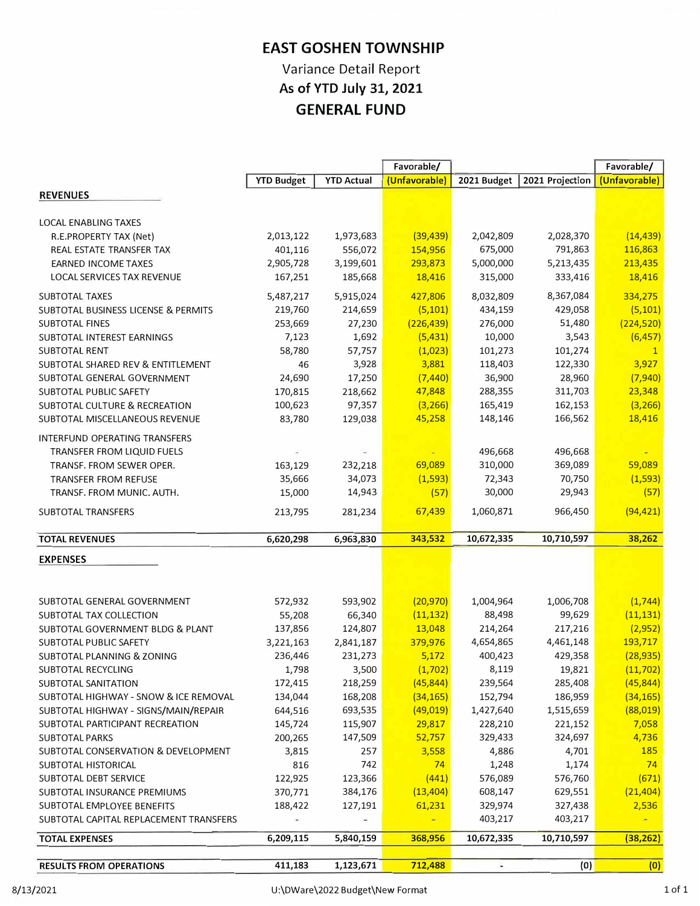# EAST GOSHEN TOWNSHIP

Variance Detail Report

**As of YTD July 31, 2021**

## GENERAL FUND

| | YTD Budget | YTD Actual | Favorable/ (Unfavorable) | 2021 Budget | 2021 Projection | Favorable/ (Unfavorable) |
|---|---|---|---|---|---|---|
| **REVENUES** | | | | | | |
| LOCAL ENABLING TAXES | | | | | | |
| R.E.PROPERTY TAX (Net) | 2,013,122 | 1,973,683 | (39,439) | 2,042,809 | 2,028,370 | (14,439) |
| REAL ESTATE TRANSFER TAX | 401,116 | 556,072 | 154,956 | 675,000 | 791,863 | 116,863 |
| EARNED INCOME TAXES | 2,905,728 | 3,199,601 | 293,873 | 5,000,000 | 5,213,435 | 213,435 |
| LOCAL SERVICES TAX REVENUE | 167,251 | 185,668 | 18,416 | 315,000 | 333,416 | 18,416 |
| SUBTOTAL TAXES | 5,487,217 | 5,915,024 | 427,806 | 8,032,809 | 8,367,084 | 334,275 |
| SUBTOTAL BUSINESS LICENSE & PERMITS | 219,760 | 214,659 | (5,101) | 434,159 | 429,058 | (5,101) |
| SUBTOTAL FINES | 253,669 | 27,230 | (226,439) | 276,000 | 51,480 | (224,520) |
| SUBTOTAL INTEREST EARNINGS | 7,123 | 1,692 | (5,431) | 10,000 | 3,543 | (6,457) |
| SUBTOTAL RENT | 58,780 | 57,757 | (1,023) | 101,273 | 101,274 | 1 |
| SUBTOTAL SHARED REV & ENTITLEMENT | 46 | 3,928 | 3,881 | 118,403 | 122,330 | 3,927 |
| SUBTOTAL GENERAL GOVERNMENT | 24,690 | 17,250 | (7,440) | 36,900 | 28,960 | (7,940) |
| SUBTOTAL PUBLIC SAFETY | 170,815 | 218,662 | 47,848 | 288,355 | 311,703 | 23,348 |
| SUBTOTAL CULTURE & RECREATION | 100,623 | 97,357 | (3,266) | 165,419 | 162,153 | (3,266) |
| SUBTOTAL MISCELLANEOUS REVENUE | 83,780 | 129,038 | 45,258 | 148,146 | 166,562 | 18,416 |
| INTERFUND OPERATING TRANSFERS | | | | | | |
| TRANSFER FROM LIQUID FUELS | - | - | - | 496,668 | 496,668 | - |
| TRANSF. FROM SEWER OPER. | 163,129 | 232,218 | 69,089 | 310,000 | 369,089 | 59,089 |
| TRANSFER FROM REFUSE | 35,666 | 34,073 | (1,593) | 72,343 | 70,750 | (1,593) |
| TRANSF. FROM MUNIC. AUTH. | 15,000 | 14,943 | (57) | 30,000 | 29,943 | (57) |
| SUBTOTAL TRANSFERS | 213,795 | 281,234 | 67,439 | 1,060,871 | 966,450 | (94,421) |
| **TOTAL REVENUES** | **6,620,298** | **6,963,830** | **343,532** | **10,672,335** | **10,710,597** | **38,262** |
| **EXPENSES** | | | | | | |
| SUBTOTAL GENERAL GOVERNMENT | 572,932 | 593,902 | (20,970) | 1,004,964 | 1,006,708 | (1,744) |
| SUBTOTAL TAX COLLECTION | 55,208 | 66,340 | (11,132) | 88,498 | 99,629 | (11,131) |
| SUBTOTAL GOVERNMENT BLDG & PLANT | 137,856 | 124,807 | 13,048 | 214,264 | 217,216 | (2,952) |
| SUBTOTAL PUBLIC SAFETY | 3,221,163 | 2,841,187 | 379,976 | 4,654,865 | 4,461,148 | 193,717 |
| SUBTOTAL PLANNING & ZONING | 236,446 | 231,273 | 5,172 | 400,423 | 429,358 | (28,935) |
| SUBTOTAL RECYCLING | 1,798 | 3,500 | (1,702) | 8,119 | 19,821 | (11,702) |
| SUBTOTAL SANITATION | 172,415 | 218,259 | (45,844) | 239,564 | 285,408 | (45,844) |
| SUBTOTAL HIGHWAY - SNOW & ICE REMOVAL | 134,044 | 168,208 | (34,165) | 152,794 | 186,959 | (34,165) |
| SUBTOTAL HIGHWAY - SIGNS/MAIN/REPAIR | 644,516 | 693,535 | (49,019) | 1,427,640 | 1,515,659 | (88,019) |
| SUBTOTAL PARTICIPANT RECREATION | 145,724 | 115,907 | 29,817 | 228,210 | 221,152 | 7,058 |
| SUBTOTAL PARKS | 200,265 | 147,509 | 52,757 | 329,433 | 324,697 | 4,736 |
| SUBTOTAL CONSERVATION & DEVELOPMENT | 3,815 | 257 | 3,558 | 4,886 | 4,701 | 185 |
| SUBTOTAL HISTORICAL | 816 | 742 | 74 | 1,248 | 1,174 | 74 |
| SUBTOTAL DEBT SERVICE | 122,925 | 123,366 | (441) | 576,089 | 576,760 | (671) |
| SUBTOTAL INSURANCE PREMIUMS | 370,771 | 384,176 | (13,404) | 608,147 | 629,551 | (21,404) |
| SUBTOTAL EMPLOYEE BENEFITS | 188,422 | 127,191 | 61,231 | 329,974 | 327,438 | 2,536 |
| SUBTOTAL CAPITAL REPLACEMENT TRANSFERS | - | - | - | 403,217 | 403,217 | - |
| **TOTAL EXPENSES** | **6,209,115** | **5,840,159** | **368,956** | **10,672,335** | **10,710,597** | **(38,262)** |
| **RESULTS FROM OPERATIONS** | **411,183** | **1,123,671** | **712,488** | **-** | **(0)** | **(0)** |

8/13/2021 U:\DWare\2022 Budget\New Format